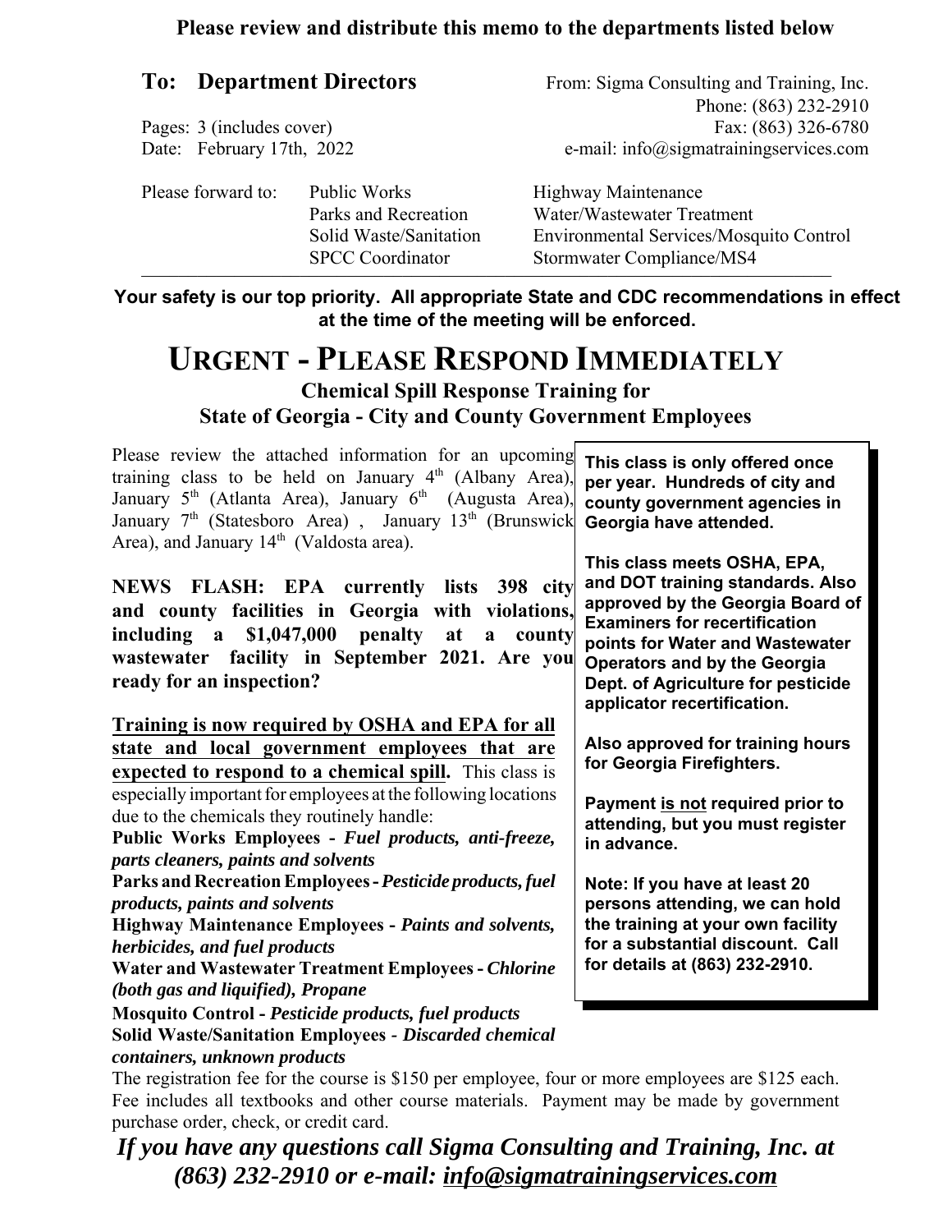**Please review and distribute this memo to the departments listed below**

**To: Department Directors**

From: Sigma Consulting and Training, Inc.
Phone: (863) 232-2910
Fax: (863) 326-6780
e-mail: info@sigmatrainingservices.com

Pages: 3 (includes cover)
Date: February 17th, 2022

Please forward to:

| | |
|---|---|
| Public Works | Highway Maintenance |
| Parks and Recreation | Water/Wastewater Treatment |
| Solid Waste/Sanitation | Environmental Services/Mosquito Control |
| SPCC Coordinator | Stormwater Compliance/MS4 |

---

**Your safety is our top priority. All appropriate State and CDC recommendations in effect at the time of the meeting will be enforced.**

# URGENT - PLEASE RESPOND IMMEDIATELY

## Chemical Spill Response Training for State of Georgia - City and County Government Employees

Please review the attached information for an upcoming training class to be held on January 4th (Albany Area), January 5th (Atlanta Area), January 6th (Augusta Area), January 7th (Statesboro Area), January 13th (Brunswick Area), and January 14th (Valdosta area).

**NEWS FLASH: EPA currently lists 398 city and county facilities in Georgia with violations, including a $1,047,000 penalty at a county wastewater facility in September 2021. Are you ready for an inspection?**

**<u>Training is now required by OSHA and EPA for all state and local government employees that are expected to respond to a chemical spill.</u>** This class is especially important for employees at the following locations due to the chemicals they routinely handle:

**Public Works Employees -** ***Fuel products, anti-freeze, parts cleaners, paints and solvents***
**Parks and Recreation Employees -** ***Pesticide products, fuel products, paints and solvents***
**Highway Maintenance Employees -** ***Paints and solvents, herbicides, and fuel products***
**Water and Wastewater Treatment Employees -** ***Chlorine (both gas and liquified), Propane***
**Mosquito Control -** ***Pesticide products, fuel products***
**Solid Waste/Sanitation Employees -** ***Discarded chemical containers, unknown products***

**This class is only offered once per year. Hundreds of city and county government agencies in Georgia have attended.**

**This class meets OSHA, EPA, and DOT training standards. Also approved by the Georgia Board of Examiners for recertification points for Water and Wastewater Operators and by the Georgia Dept. of Agriculture for pesticide applicator recertification.**

**Also approved for training hours for Georgia Firefighters.**

**Payment <u>is not</u> required prior to attending, but you must register in advance.**

**Note: If you have at least 20 persons attending, we can hold the training at your own facility for a substantial discount. Call for details at (863) 232-2910.**

The registration fee for the course is $150 per employee, four or more employees are $125 each. Fee includes all textbooks and other course materials. Payment may be made by government purchase order, check, or credit card.

***If you have any questions call Sigma Consulting and Training, Inc. at (863) 232-2910 or e-mail: <u>info@sigmatrainingservices.com</u>***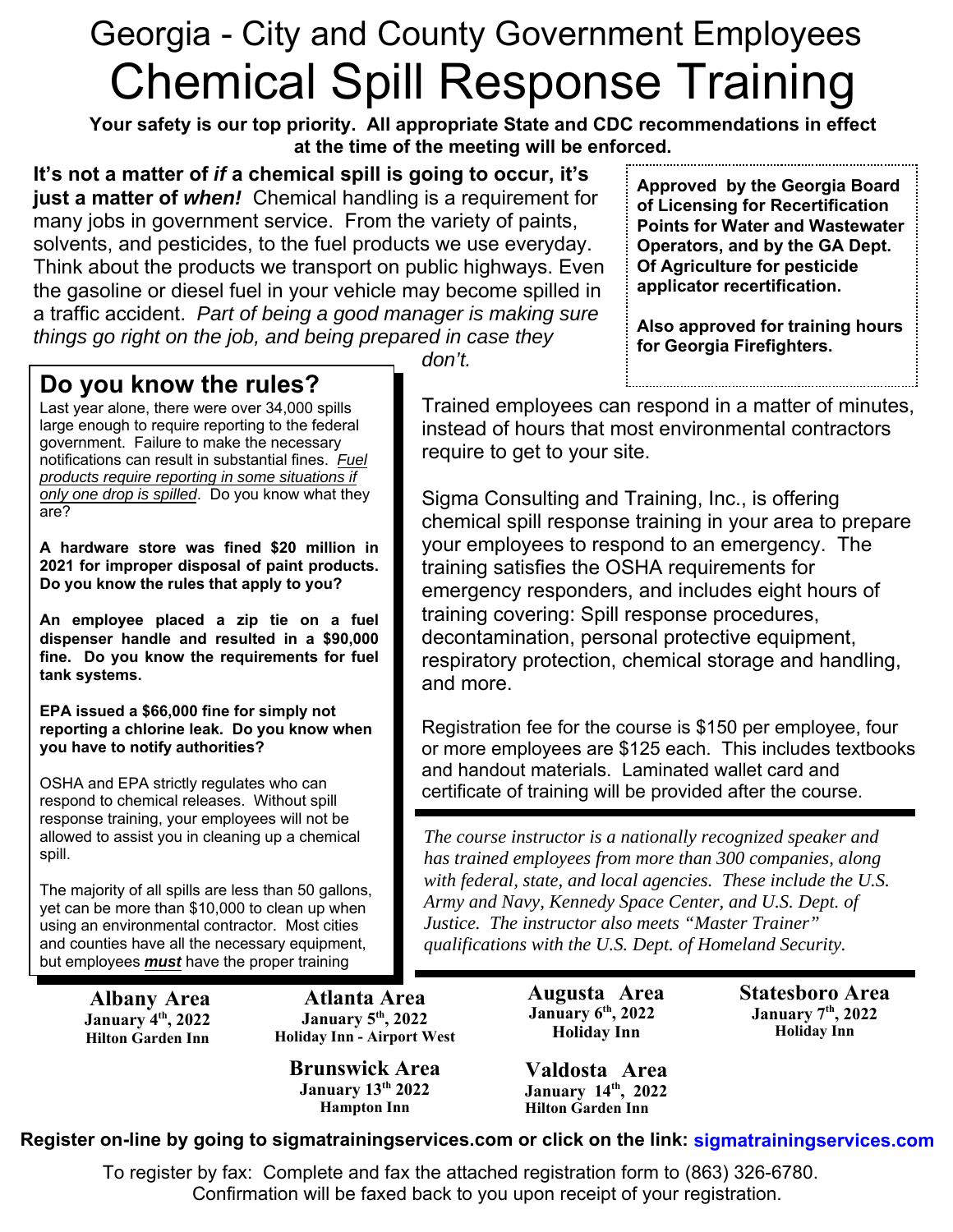# Georgia - City and County Government Employees

# Chemical Spill Response Training

**Your safety is our top priority. All appropriate State and CDC recommendations in effect at the time of the meeting will be enforced.**

**It's not a matter of *if* a chemical spill is going to occur, it's just a matter of *when!*** Chemical handling is a requirement for many jobs in government service. From the variety of paints, solvents, and pesticides, to the fuel products we use everyday. Think about the products we transport on public highways. Even the gasoline or diesel fuel in your vehicle may become spilled in a traffic accident. *Part of being a good manager is making sure things go right on the job, and being prepared in case they don't.*

**Approved by the Georgia Board of Licensing for Recertification Points for Water and Wastewater Operators, and by the GA Dept. Of Agriculture for pesticide applicator recertification.**

**Also approved for training hours for Georgia Firefighters.**

## Do you know the rules?

Last year alone, there were over 34,000 spills large enough to require reporting to the federal government. Failure to make the necessary notifications can result in substantial fines. *Fuel products require reporting in some situations if only one drop is spilled*. Do you know what they are?

**A hardware store was fined $20 million in 2021 for improper disposal of paint products. Do you know the rules that apply to you?**

**An employee placed a zip tie on a fuel dispenser handle and resulted in a $90,000 fine. Do you know the requirements for fuel tank systems.**

**EPA issued a $66,000 fine for simply not reporting a chlorine leak. Do you know when you have to notify authorities?**

OSHA and EPA strictly regulates who can respond to chemical releases. Without spill response training, your employees will not be allowed to assist you in cleaning up a chemical spill.

The majority of all spills are less than 50 gallons, yet can be more than $10,000 to clean up when using an environmental contractor. Most cities and counties have all the necessary equipment, but employees ***must*** have the proper training

Trained employees can respond in a matter of minutes, instead of hours that most environmental contractors require to get to your site.

Sigma Consulting and Training, Inc., is offering chemical spill response training in your area to prepare your employees to respond to an emergency. The training satisfies the OSHA requirements for emergency responders, and includes eight hours of training covering: Spill response procedures, decontamination, personal protective equipment, respiratory protection, chemical storage and handling, and more.

Registration fee for the course is $150 per employee, four or more employees are $125 each. This includes textbooks and handout materials. Laminated wallet card and certificate of training will be provided after the course.

*The course instructor is a nationally recognized speaker and has trained employees from more than 300 companies, along with federal, state, and local agencies. These include the U.S. Army and Navy, Kennedy Space Center, and U.S. Dept. of Justice. The instructor also meets "Master Trainer" qualifications with the U.S. Dept. of Homeland Security.*

**Albany Area**
**January 4th, 2022**
**Hilton Garden Inn**

**Atlanta Area**
**January 5th, 2022**
**Holiday Inn - Airport West**

**Augusta Area**
**January 6th, 2022**
**Holiday Inn**

**Statesboro Area**
**January 7th, 2022**
**Holiday Inn**

**Brunswick Area**
**January 13th 2022**
**Hampton Inn**

**Valdosta Area**
**January 14th, 2022**
**Hilton Garden Inn**

**Register on-line by going to sigmatrainingservices.com or click on the link: sigmatrainingservices.com**

To register by fax: Complete and fax the attached registration form to (863) 326-6780. Confirmation will be faxed back to you upon receipt of your registration.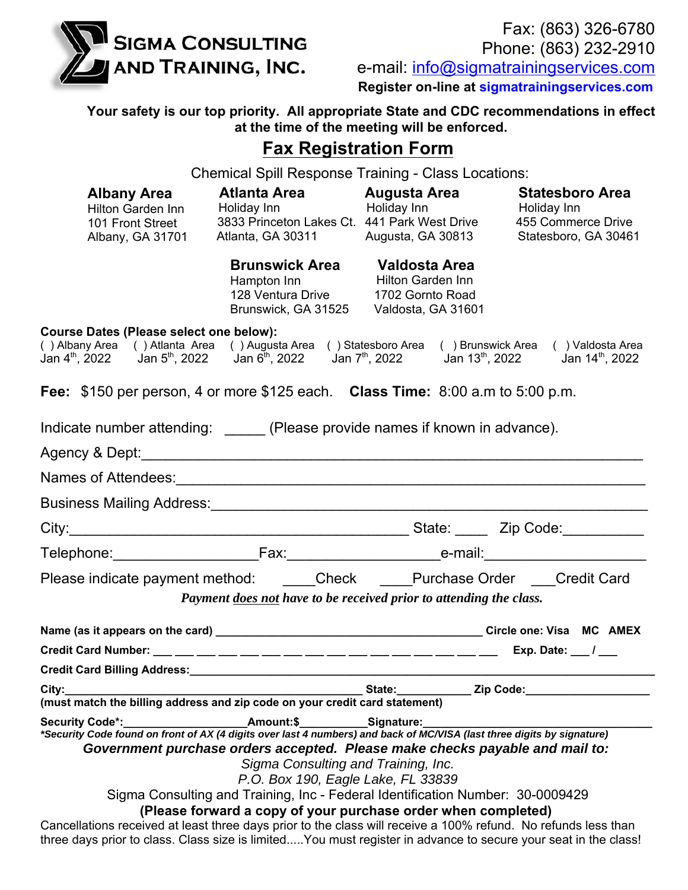**SIGMA CONSULTING AND TRAINING, INC.**

Fax: (863) 326-6780
Phone: (863) 232-2910
e-mail: info@sigmatrainingservices.com
**Register on-line at sigmatrainingservices.com**

**Your safety is our top priority. All appropriate State and CDC recommendations in effect at the time of the meeting will be enforced.**

# Fax Registration Form

Chemical Spill Response Training - Class Locations:

**Albany Area**
Hilton Garden Inn
101 Front Street
Albany, GA 31701

**Atlanta Area**
Holiday Inn
3833 Princeton Lakes Ct.
Atlanta, GA 30311

**Augusta Area**
Holiday Inn
441 Park West Drive
Augusta, GA 30813

**Statesboro Area**
Holiday Inn
455 Commerce Drive
Statesboro, GA 30461

**Brunswick Area**
Hampton Inn
128 Ventura Drive
Brunswick, GA 31525

**Valdosta Area**
Hilton Garden Inn
1702 Gornto Road
Valdosta, GA 31601

**Course Dates (Please select one below):**

( ) Albany Area Jan 4th, 2022 ( ) Atlanta Area Jan 5th, 2022 ( ) Augusta Area Jan 6th, 2022 ( ) Statesboro Area Jan 7th, 2022 ( ) Brunswick Area Jan 13th, 2022 ( ) Valdosta Area Jan 14th, 2022

**Fee:** $150 per person, 4 or more $125 each. **Class Time:** 8:00 a.m to 5:00 p.m.

Indicate number attending: _____ (Please provide names if known in advance).

Agency & Dept:_______________________________________________________________

Names of Attendees:___________________________________________________________

Business Mailing Address:______________________________________________________

City:__________________________________________ State: ____ Zip Code:__________

Telephone:_________________Fax:__________________e-mail:____________________

Please indicate payment method: ____Check ____Purchase Order ___Credit Card

***Payment does not have to be received prior to attending the class.***

**Name (as it appears on the card)** ________________________________________ **Circle one: Visa MC AMEX**

**Credit Card Number:** ___ ___ ___ ___ ___ ___ ___ ___ ___ ___ ___ ___ ___ ___ ___ ___ **Exp. Date:** ___ / ___

**Credit Card Billing Address:**_____________________________________________________________

**City:**______________________________________________ **State:**___________ **Zip Code:**___________________
**(must match the billing address and zip code on your credit card statement)**

**Security Code*:**___________________**Amount:$**__________**Signature:**______________________________
***Security Code found on front of AX (4 digits over last 4 numbers) and back of MC/VISA (last three digits by signature)***

***Government purchase orders accepted. Please make checks payable and mail to:***
*Sigma Consulting and Training, Inc.*
*P.O. Box 190, Eagle Lake, FL 33839*
Sigma Consulting and Training, Inc - Federal Identification Number: 30-0009429
**(Please forward a copy of your purchase order when completed)**

Cancellations received at least three days prior to the class will receive a 100% refund. No refunds less than three days prior to class. Class size is limited.....You must register in advance to secure your seat in the class!